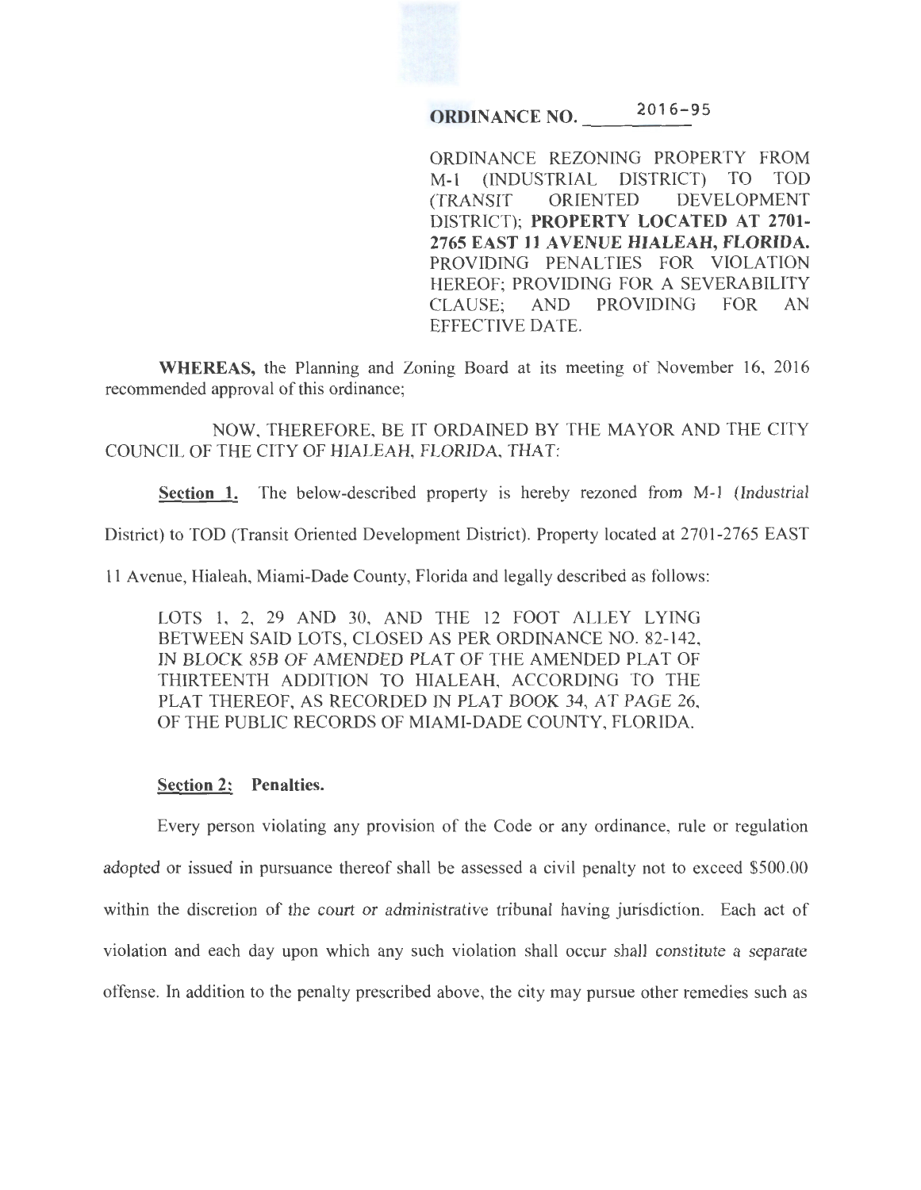**ORDINANCE NO. 2016-95**

ORDINANCE REZONING PROPERTY FROM M-1 (INDUSTRIAL DISTRICT) TO TOD (TRANSIT ORIENTED DEVELOPMENT DISTRICT); **PROPERTY LOCATED AT 2701-2765 EAST 11 AVENUE HIALEAH, FLORIDA.** PROVIDING PENALTIES FOR VIOLATION HEREOF; PROVIDING FOR A SEVERABILITY CLAUSE; AND PROVIDING FOR AN EFFECTIVE DATE.

**WHEREAS,** the Planning and Zoning Board at its meeting of November 16, 2016 recommended approval of this ordinance;

NOW, THEREFORE, BE IT ORDAINED BY THE MAYOR AND THE CITY COUNCIL OF THE CITY OF HIALEAH, FLORIDA, THAT:

**Section 1.** The below-described property is hereby rezoned from M-1 (Industrial District) to TOD (Transit Oriented Development District). Property located at 2701-2765 EAST 11 Avenue, Hialeah, Miami-Dade County, Florida and legally described as follows:

LOTS 1, 2, 29 AND 30, AND THE 12 FOOT ALLEY LYING BETWEEN SAID LOTS, CLOSED AS PER ORDINANCE NO. 82-142, IN BLOCK 85B OF AMENDED PLAT OF THE AMENDED PLAT OF THIRTEENTH ADDITION TO HIALEAH, ACCORDING TO THE PLAT THEREOF, AS RECORDED IN PLAT BOOK 34, AT PAGE 26, OF THE PUBLIC RECORDS OF MIAMI-DADE COUNTY, FLORIDA.

**Section 2: Penalties.**

Every person violating any provision of the Code or any ordinance, rule or regulation adopted or issued in pursuance thereof shall be assessed a civil penalty not to exceed $500.00 within the discretion of the court or administrative tribunal having jurisdiction. Each act of violation and each day upon which any such violation shall occur shall constitute a separate offense. In addition to the penalty prescribed above, the city may pursue other remedies such as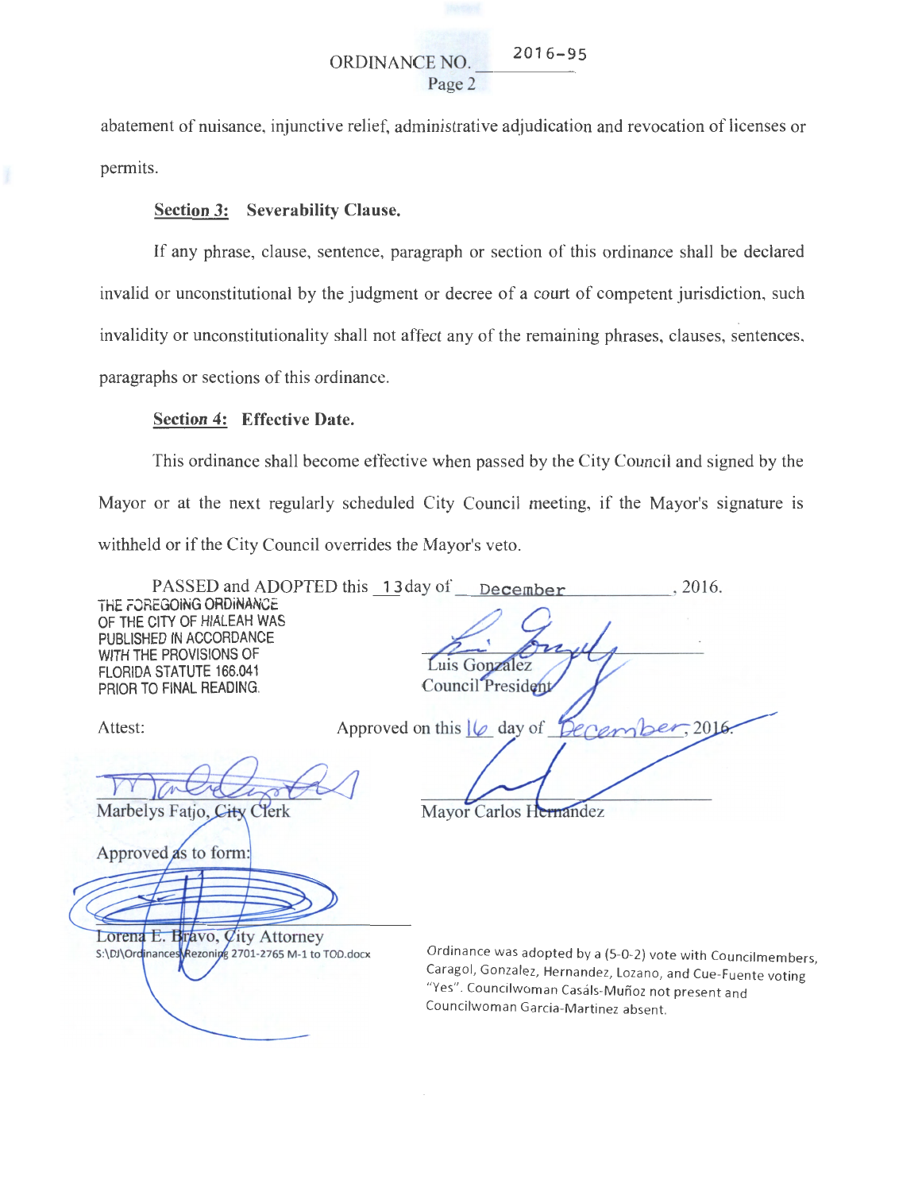ORDINANCE NO. 2016-95

abatement of nuisance, injunctive relief, administrative adjudication and revocation of licenses or permits.

**Section 3: Severability Clause.**

If any phrase, clause, sentence, paragraph or section of this ordinance shall be declared invalid or unconstitutional by the judgment or decree of a court of competent jurisdiction, such invalidity or unconstitutionality shall not affect any of the remaining phrases, clauses, sentences, paragraphs or sections of this ordinance.

**Section 4: Effective Date.**

This ordinance shall become effective when passed by the City Council and signed by the Mayor or at the next regularly scheduled City Council meeting, if the Mayor's signature is withheld or if the City Council overrides the Mayor's veto.

PASSED and ADOPTED this 13 day of December, 2016.

THE FOREGOING ORDINANCE OF THE CITY OF HIALEAH WAS PUBLISHED IN ACCORDANCE WITH THE PROVISIONS OF FLORIDA STATUTE 166.041 PRIOR TO FINAL READING.

Luis Gonzalez
Council President

Attest:

Approved on this 16 day of December, 2016.

Marbelys Fatjo, City Clerk

Mayor Carlos Hernandez

Approved as to form:

Lorena E. Bravo, City Attorney

S:\DJ\Ordinances\Rezoning 2701-2765 M-1 to TOD.docx

Ordinance was adopted by a (5-0-2) vote with Councilmembers, Caragol, Gonzalez, Hernandez, Lozano, and Cue-Fuente voting "Yes". Councilwoman Casáls-Muñoz not present and Councilwoman Garcia-Martinez absent.